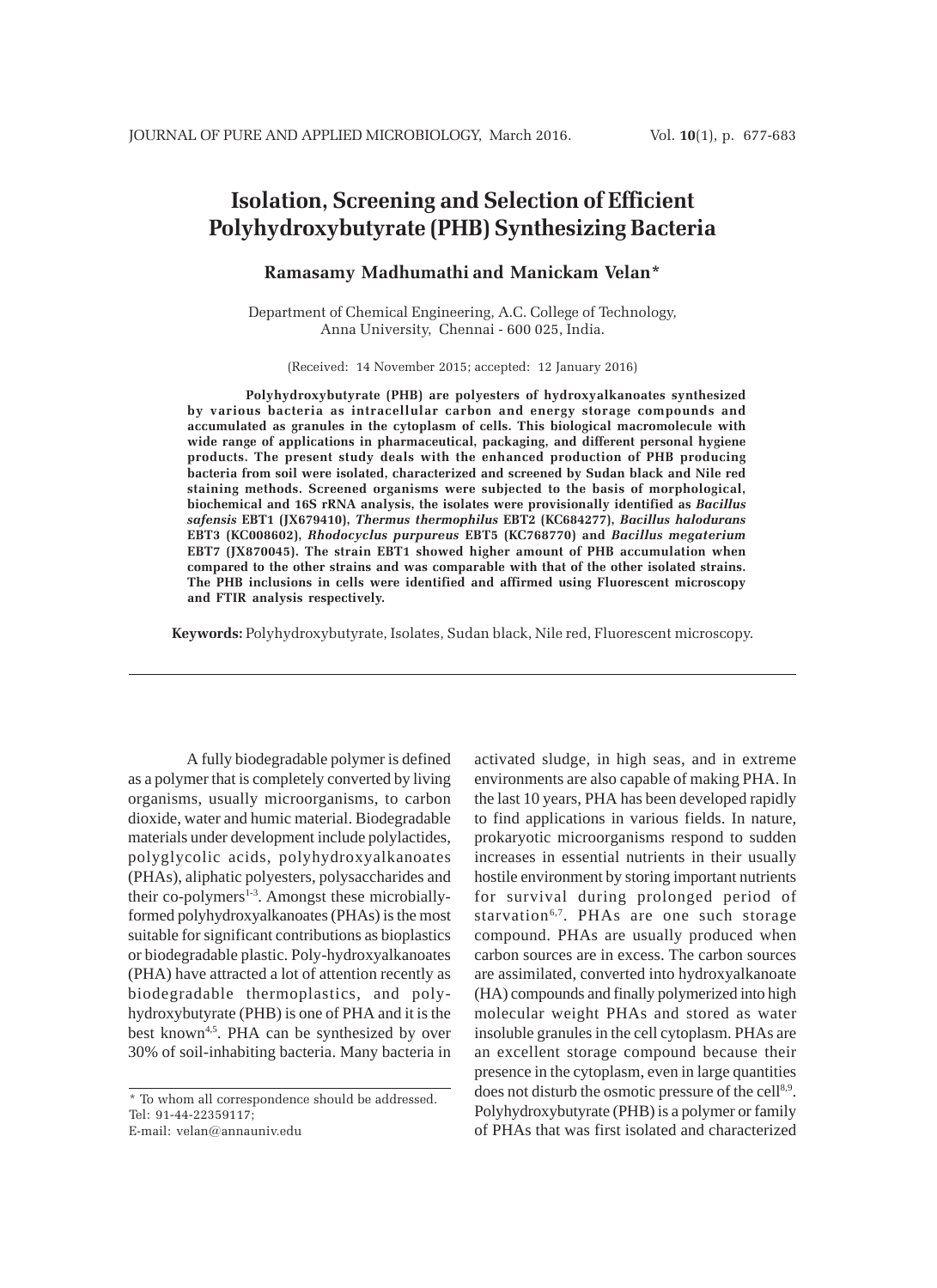# Isolation, Screening and Selection of Efficient Polyhydroxybutyrate (PHB) Synthesizing Bacteria

**Ramasamy Madhumathi and Manickam Velan\***

Department of Chemical Engineering, A.C. College of Technology, Anna University, Chennai - 600 025, India.

(Received: 14 November 2015; accepted: 12 January 2016)

**Polyhydroxybutyrate (PHB) are polyesters of hydroxyalkanoates synthesized by various bacteria as intracellular carbon and energy storage compounds and accumulated as granules in the cytoplasm of cells. This biological macromolecule with wide range of applications in pharmaceutical, packaging, and different personal hygiene products. The present study deals with the enhanced production of PHB producing bacteria from soil were isolated, characterized and screened by Sudan black and Nile red staining methods. Screened organisms were subjected to the basis of morphological, biochemical and 16S rRNA analysis, the isolates were provisionally identified as *Bacillus safensis* EBT1 (JX679410), *Thermus thermophilus* EBT2 (KC684277), *Bacillus halodurans* EBT3 (KC008602), *Rhodocyclus purpureus* EBT5 (KC768770) and *Bacillus megaterium* EBT7 (JX870045). The strain EBT1 showed higher amount of PHB accumulation when compared to the other strains and was comparable with that of the other isolated strains. The PHB inclusions in cells were identified and affirmed using Fluorescent microscopy and FTIR analysis respectively.**

**Keywords:** Polyhydroxybutyrate, Isolates, Sudan black, Nile red, Fluorescent microscopy.

---

A fully biodegradable polymer is defined as a polymer that is completely converted by living organisms, usually microorganisms, to carbon dioxide, water and humic material. Biodegradable materials under development include polylactides, polyglycolic acids, polyhydroxyalkanoates (PHAs), aliphatic polyesters, polysaccharides and their co-polymers[1-3]. Amongst these microbially-formed polyhydroxyalkanoates (PHAs) is the most suitable for significant contributions as bioplastics or biodegradable plastic. Poly-hydroxyalkanoates (PHA) have attracted a lot of attention recently as biodegradable thermoplastics, and poly-hydroxybutyrate (PHB) is one of PHA and it is the best known[4,5]. PHA can be synthesized by over 30% of soil-inhabiting bacteria. Many bacteria in activated sludge, in high seas, and in extreme environments are also capable of making PHA. In the last 10 years, PHA has been developed rapidly to find applications in various fields. In nature, prokaryotic microorganisms respond to sudden increases in essential nutrients in their usually hostile environment by storing important nutrients for survival during prolonged period of starvation[6,7]. PHAs are one such storage compound. PHAs are usually produced when carbon sources are in excess. The carbon sources are assimilated, converted into hydroxyalkanoate (HA) compounds and finally polymerized into high molecular weight PHAs and stored as water insoluble granules in the cell cytoplasm. PHAs are an excellent storage compound because their presence in the cytoplasm, even in large quantities does not disturb the osmotic pressure of the cell[8,9]. Polyhydroxybutyrate (PHB) is a polymer or family of PHAs that was first isolated and characterized

\* To whom all correspondence should be addressed.
Tel: 91-44-22359117;
E-mail: velan@annauniv.edu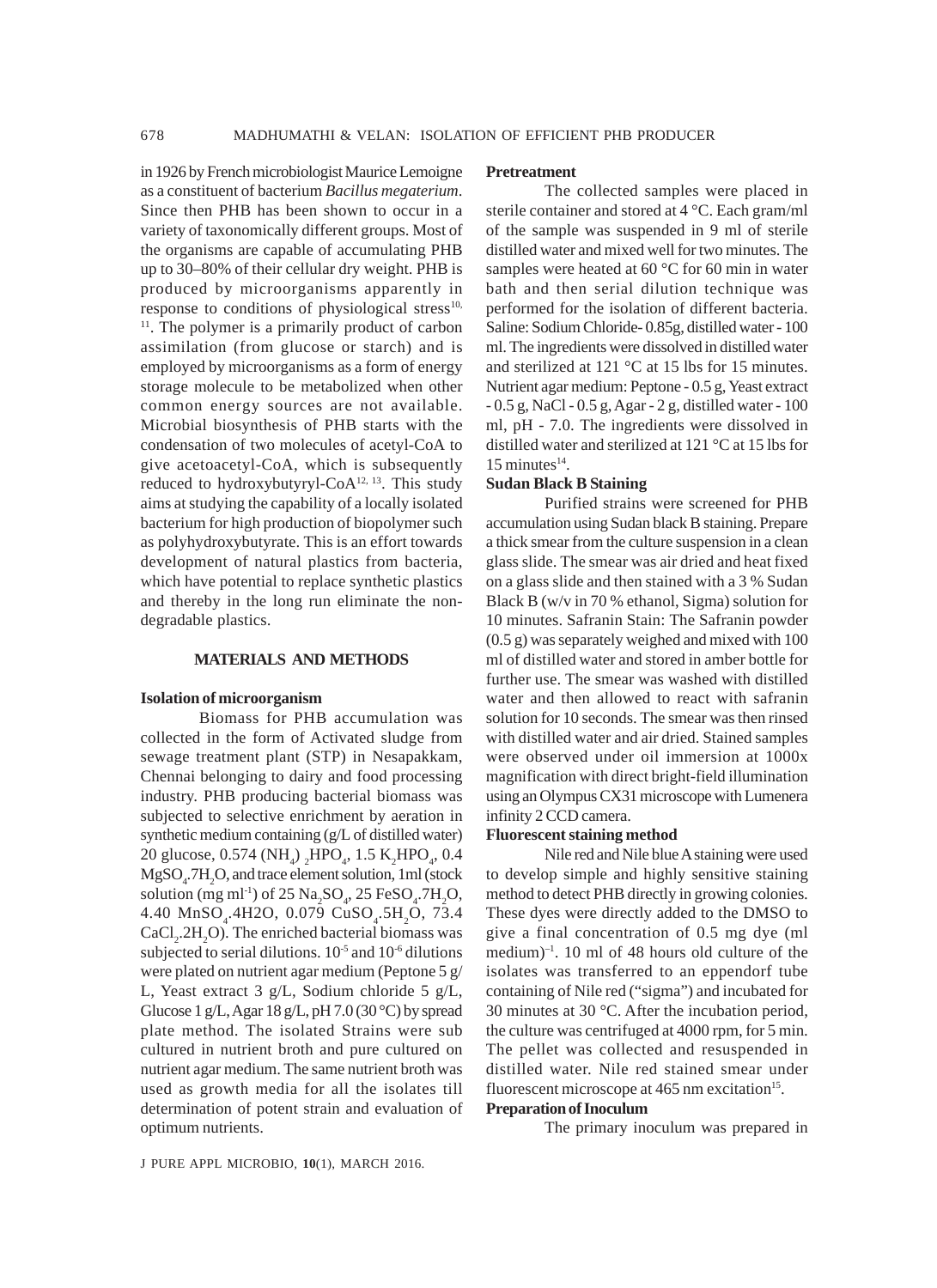in 1926 by French microbiologist Maurice Lemoigne as a constituent of bacterium *Bacillus megaterium*. Since then PHB has been shown to occur in a variety of taxonomically different groups. Most of the organisms are capable of accumulating PHB up to 30–80% of their cellular dry weight. PHB is produced by microorganisms apparently in response to conditions of physiological stress[10, 11]. The polymer is a primarily product of carbon assimilation (from glucose or starch) and is employed by microorganisms as a form of energy storage molecule to be metabolized when other common energy sources are not available. Microbial biosynthesis of PHB starts with the condensation of two molecules of acetyl-CoA to give acetoacetyl-CoA, which is subsequently reduced to hydroxybutyryl-CoA[12, 13]. This study aims at studying the capability of a locally isolated bacterium for high production of biopolymer such as polyhydroxybutyrate. This is an effort towards development of natural plastics from bacteria, which have potential to replace synthetic plastics and thereby in the long run eliminate the non-degradable plastics.

## MATERIALS AND METHODS

### Isolation of microorganism

Biomass for PHB accumulation was collected in the form of Activated sludge from sewage treatment plant (STP) in Nesapakkam, Chennai belonging to dairy and food processing industry. PHB producing bacterial biomass was subjected to selective enrichment by aeration in synthetic medium containing (g/L of distilled water) 20 glucose, 0.574 $(NH_4)_2HPO_4$, 1.5 $K_2HPO_4$, 0.4 $MgSO_4.7H_2O$, and trace element solution, 1ml (stock solution (mg $ml^{-1}$) of 25 $Na_2SO_4$, 25 $FeSO_4.7H_2O$, 4.40 $MnSO_4$.4H2O, 0.079 $CuSO_4.5H_2O$, 73.4 $CaCl_2.2H_2O$). The enriched bacterial biomass was subjected to serial dilutions. $10^{-5}$ and $10^{-6}$ dilutions were plated on nutrient agar medium (Peptone 5 g/L, Yeast extract 3 g/L, Sodium chloride 5 g/L, Glucose 1 g/L, Agar 18 g/L, pH 7.0 (30 °C) by spread plate method. The isolated Strains were sub cultured in nutrient broth and pure cultured on nutrient agar medium. The same nutrient broth was used as growth media for all the isolates till determination of potent strain and evaluation of optimum nutrients.

### Pretreatment

The collected samples were placed in sterile container and stored at 4 °C. Each gram/ml of the sample was suspended in 9 ml of sterile distilled water and mixed well for two minutes. The samples were heated at 60 °C for 60 min in water bath and then serial dilution technique was performed for the isolation of different bacteria. Saline: Sodium Chloride- 0.85g, distilled water - 100 ml. The ingredients were dissolved in distilled water and sterilized at 121 °C at 15 lbs for 15 minutes. Nutrient agar medium: Peptone - 0.5 g, Yeast extract - 0.5 g, NaCl - 0.5 g, Agar - 2 g, distilled water - 100 ml, pH - 7.0. The ingredients were dissolved in distilled water and sterilized at 121 °C at 15 lbs for 15 minutes[14].

### Sudan Black B Staining

Purified strains were screened for PHB accumulation using Sudan black B staining. Prepare a thick smear from the culture suspension in a clean glass slide. The smear was air dried and heat fixed on a glass slide and then stained with a 3 % Sudan Black B (w/v in 70 % ethanol, Sigma) solution for 10 minutes. Safranin Stain: The Safranin powder (0.5 g) was separately weighed and mixed with 100 ml of distilled water and stored in amber bottle for further use. The smear was washed with distilled water and then allowed to react with safranin solution for 10 seconds. The smear was then rinsed with distilled water and air dried. Stained samples were observed under oil immersion at 1000x magnification with direct bright-field illumination using an Olympus CX31 microscope with Lumenera infinity 2 CCD camera.

### Fluorescent staining method

Nile red and Nile blue A staining were used to develop simple and highly sensitive staining method to detect PHB directly in growing colonies. These dyes were directly added to the DMSO to give a final concentration of 0.5 mg dye (ml medium)$^{-1}$. 10 ml of 48 hours old culture of the isolates was transferred to an eppendorf tube containing of Nile red ("sigma") and incubated for 30 minutes at 30 °C. After the incubation period, the culture was centrifuged at 4000 rpm, for 5 min. The pellet was collected and resuspended in distilled water. Nile red stained smear under fluorescent microscope at 465 nm excitation[15].

### Preparation of Inoculum

The primary inoculum was prepared in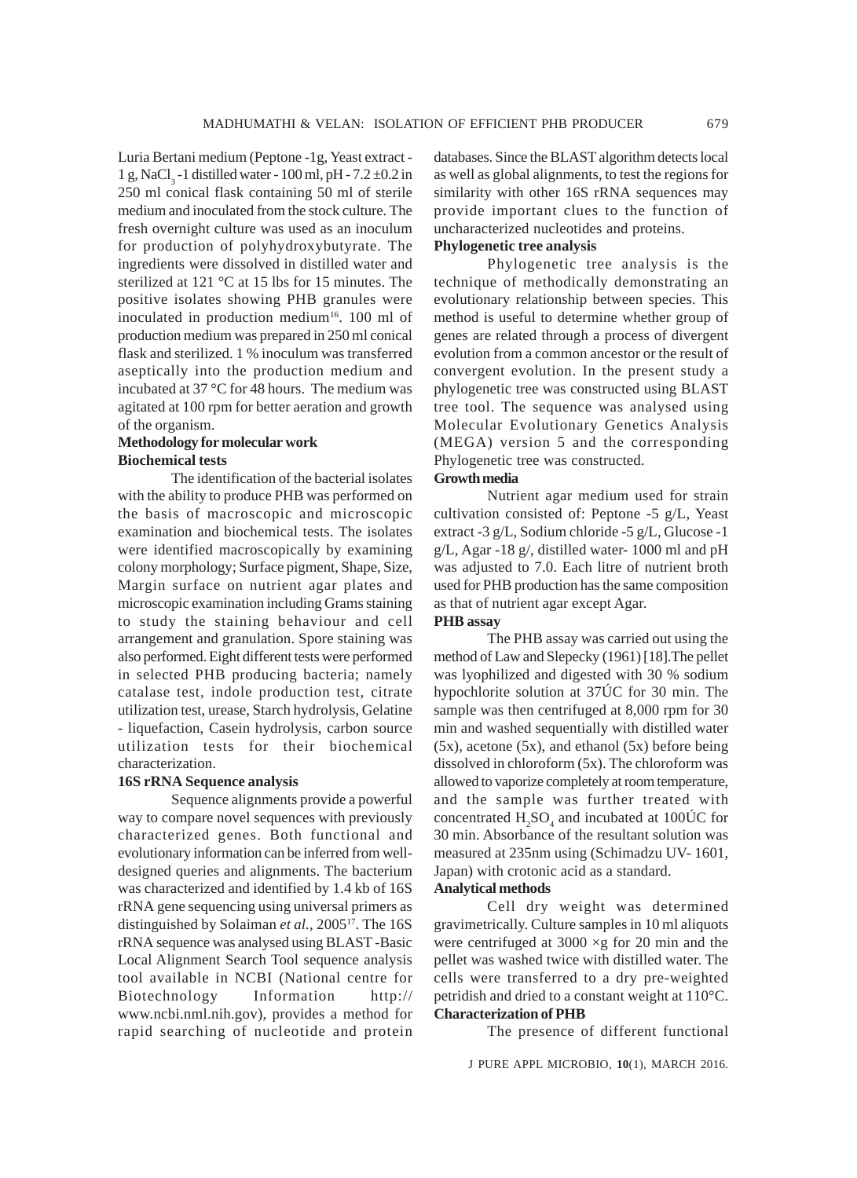Luria Bertani medium (Peptone -1g, Yeast extract -1 g, $NaCl_3$ -1 distilled water - 100 ml, pH - 7.2 ±0.2 in 250 ml conical flask containing 50 ml of sterile medium and inoculated from the stock culture. The fresh overnight culture was used as an inoculum for production of polyhydroxybutyrate. The ingredients were dissolved in distilled water and sterilized at 121 °C at 15 lbs for 15 minutes. The positive isolates showing PHB granules were inoculated in production medium[16]. 100 ml of production medium was prepared in 250 ml conical flask and sterilized. 1 % inoculum was transferred aseptically into the production medium and incubated at 37 °C for 48 hours. The medium was agitated at 100 rpm for better aeration and growth of the organism.

**Methodology for molecular work**

**Biochemical tests**

The identification of the bacterial isolates with the ability to produce PHB was performed on the basis of macroscopic and microscopic examination and biochemical tests. The isolates were identified macroscopically by examining colony morphology; Surface pigment, Shape, Size, Margin surface on nutrient agar plates and microscopic examination including Grams staining to study the staining behaviour and cell arrangement and granulation. Spore staining was also performed. Eight different tests were performed in selected PHB producing bacteria; namely catalase test, indole production test, citrate utilization test, urease, Starch hydrolysis, Gelatine - liquefaction, Casein hydrolysis, carbon source utilization tests for their biochemical characterization.

**16S rRNA Sequence analysis**

Sequence alignments provide a powerful way to compare novel sequences with previously characterized genes. Both functional and evolutionary information can be inferred from well-designed queries and alignments. The bacterium was characterized and identified by 1.4 kb of 16S rRNA gene sequencing using universal primers as distinguished by Solaiman *et al.*, 2005[17]. The 16S rRNA sequence was analysed using BLAST -Basic Local Alignment Search Tool sequence analysis tool available in NCBI (National centre for Biotechnology Information http://www.ncbi.nml.nih.gov), provides a method for rapid searching of nucleotide and protein databases. Since the BLAST algorithm detects local as well as global alignments, to test the regions for similarity with other 16S rRNA sequences may provide important clues to the function of uncharacterized nucleotides and proteins.

**Phylogenetic tree analysis**

Phylogenetic tree analysis is the technique of methodically demonstrating an evolutionary relationship between species. This method is useful to determine whether group of genes are related through a process of divergent evolution from a common ancestor or the result of convergent evolution. In the present study a phylogenetic tree was constructed using BLAST tree tool. The sequence was analysed using Molecular Evolutionary Genetics Analysis (MEGA) version 5 and the corresponding Phylogenetic tree was constructed.

**Growth media**

Nutrient agar medium used for strain cultivation consisted of: Peptone -5 g/L, Yeast extract -3 g/L, Sodium chloride -5 g/L, Glucose -1 g/L, Agar -18 g/, distilled water- 1000 ml and pH was adjusted to 7.0. Each litre of nutrient broth used for PHB production has the same composition as that of nutrient agar except Agar.

**PHB assay**

The PHB assay was carried out using the method of Law and Slepecky (1961) [18].The pellet was lyophilized and digested with 30 % sodium hypochlorite solution at 37ÚC for 30 min. The sample was then centrifuged at 8,000 rpm for 30 min and washed sequentially with distilled water (5x), acetone (5x), and ethanol (5x) before being dissolved in chloroform (5x). The chloroform was allowed to vaporize completely at room temperature, and the sample was further treated with concentrated $H_2SO_4$ and incubated at 100ÚC for 30 min. Absorbance of the resultant solution was measured at 235nm using (Schimadzu UV- 1601, Japan) with crotonic acid as a standard.

**Analytical methods**

Cell dry weight was determined gravimetrically. Culture samples in 10 ml aliquots were centrifuged at 3000 ×g for 20 min and the pellet was washed twice with distilled water. The cells were transferred to a dry pre-weighted petridish and dried to a constant weight at 110°C.

**Characterization of PHB**

The presence of different functional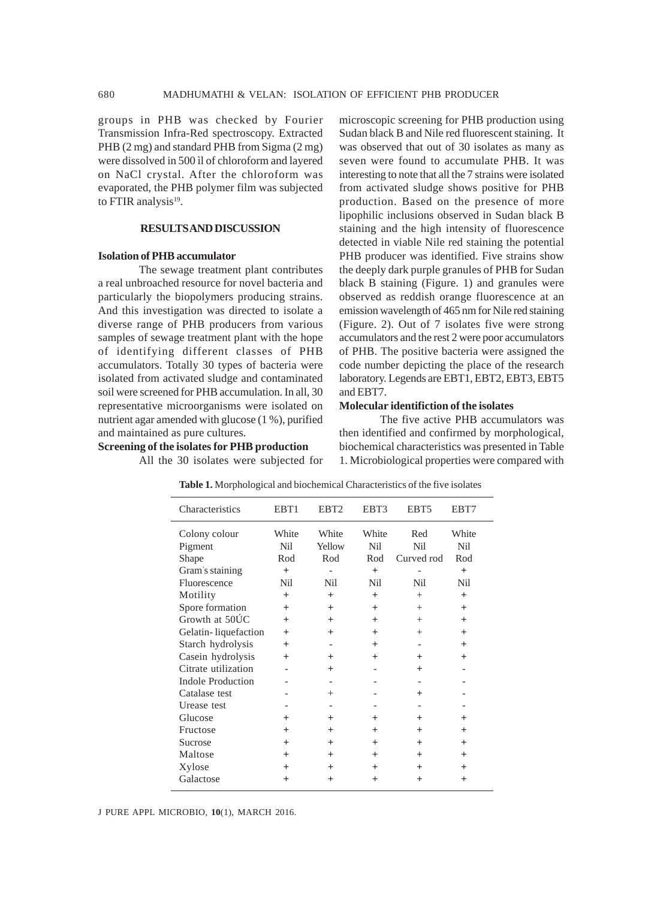groups in PHB was checked by Fourier Transmission Infra-Red spectroscopy. Extracted PHB (2 mg) and standard PHB from Sigma (2 mg) were dissolved in 500 ìl of chloroform and layered on NaCl crystal. After the chloroform was evaporated, the PHB polymer film was subjected to FTIR analysis[19].

## RESULTS AND DISCUSSION

### Isolation of PHB accumulator

The sewage treatment plant contributes a real unbroached resource for novel bacteria and particularly the biopolymers producing strains. And this investigation was directed to isolate a diverse range of PHB producers from various samples of sewage treatment plant with the hope of identifying different classes of PHB accumulators. Totally 30 types of bacteria were isolated from activated sludge and contaminated soil were screened for PHB accumulation. In all, 30 representative microorganisms were isolated on nutrient agar amended with glucose (1 %), purified and maintained as pure cultures.

### Screening of the isolates for PHB production

All the 30 isolates were subjected for microscopic screening for PHB production using Sudan black B and Nile red fluorescent staining. It was observed that out of 30 isolates as many as seven were found to accumulate PHB. It was interesting to note that all the 7 strains were isolated from activated sludge shows positive for PHB production. Based on the presence of more lipophilic inclusions observed in Sudan black B staining and the high intensity of fluorescence detected in viable Nile red staining the potential PHB producer was identified. Five strains show the deeply dark purple granules of PHB for Sudan black B staining (Figure. 1) and granules were observed as reddish orange fluorescence at an emission wavelength of 465 nm for Nile red staining (Figure. 2). Out of 7 isolates five were strong accumulators and the rest 2 were poor accumulators of PHB. The positive bacteria were assigned the code number depicting the place of the research laboratory. Legends are EBT1, EBT2, EBT3, EBT5 and EBT7.

### Molecular identification of the isolates

The five active PHB accumulators was then identified and confirmed by morphological, biochemical characteristics was presented in Table 1. Microbiological properties were compared with

**Table 1.** Morphological and biochemical Characteristics of the five isolates

| Characteristics | EBT1 | EBT2 | EBT3 | EBT5 | EBT7 |
|---|---|---|---|---|---|
| Colony colour | White | White | White | Red | White |
| Pigment | Nil | Yellow | Nil | Nil | Nil |
| Shape | Rod | Rod | Rod | Curved rod | Rod |
| Gram's staining | + | - | + | - | + |
| Fluorescence | Nil | Nil | Nil | Nil | Nil |
| Motility | + | + | + | + | + |
| Spore formation | + | + | + | + | + |
| Growth at 50ÚC | + | + | + | + | + |
| Gelatin- liquefaction | + | + | + | + | + |
| Starch hydrolysis | + | - | + | - | + |
| Casein hydrolysis | + | + | + | + | + |
| Citrate utilization | - | + | - | + | - |
| Indole Production | - | - | - | - | - |
| Catalase test | - | + | - | + | - |
| Urease test | - | - | - | - | - |
| Glucose | + | + | + | + | + |
| Fructose | + | + | + | + | + |
| Sucrose | + | + | + | + | + |
| Maltose | + | + | + | + | + |
| Xylose | + | + | + | + | + |
| Galactose | + | + | + | + | + |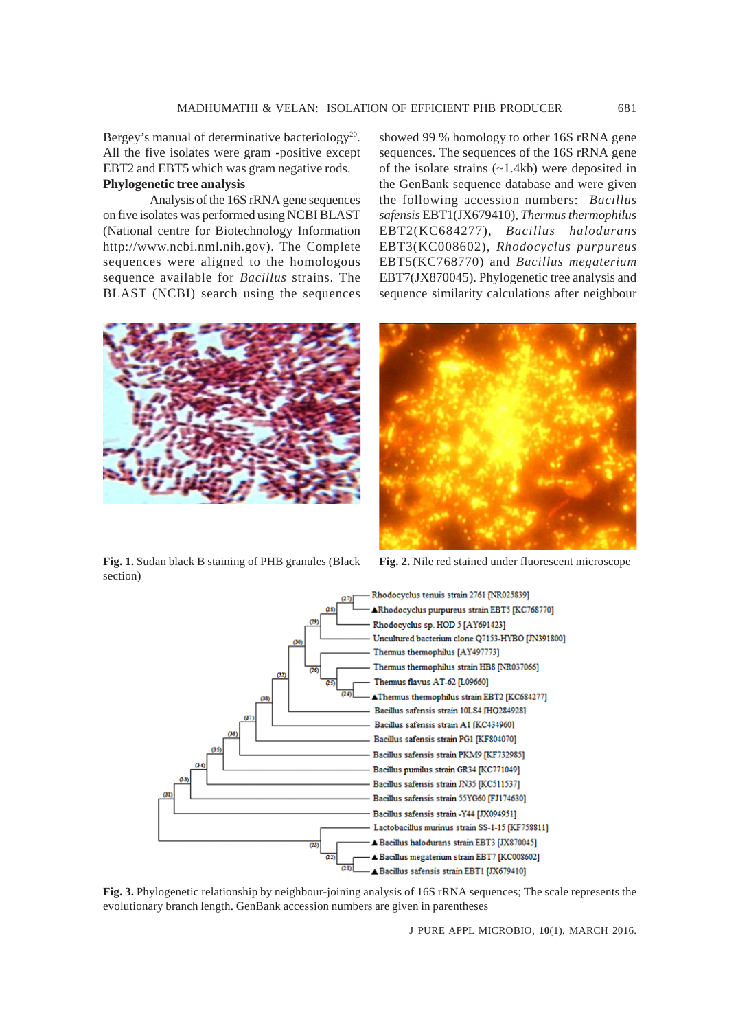Bergey's manual of determinative bacteriology[20]. All the five isolates were gram -positive except EBT2 and EBT5 which was gram negative rods.

**Phylogenetic tree analysis**

Analysis of the 16S rRNA gene sequences on five isolates was performed using NCBI BLAST (National centre for Biotechnology Information http://www.ncbi.nml.nih.gov). The Complete sequences were aligned to the homologous sequence available for *Bacillus* strains. The BLAST (NCBI) search using the sequences showed 99 % homology to other 16S rRNA gene sequences. The sequences of the 16S rRNA gene of the isolate strains (~1.4kb) were deposited in the GenBank sequence database and were given the following accession numbers: *Bacillus safensis* EBT1(JX679410), *Thermus thermophilus* EBT2(KC684277), *Bacillus halodurans* EBT3(KC008602), *Rhodocyclus purpureus* EBT5(KC768770) and *Bacillus megaterium* EBT7(JX870045). Phylogenetic tree analysis and sequence similarity calculations after neighbour

**Fig. 1.** Sudan black B staining of PHB granules (Black section)

**Fig. 2.** Nile red stained under fluorescent microscope

**Fig. 3.** Phylogenetic relationship by neighbour-joining analysis of 16S rRNA sequences; The scale represents the evolutionary branch length. GenBank accession numbers are given in parentheses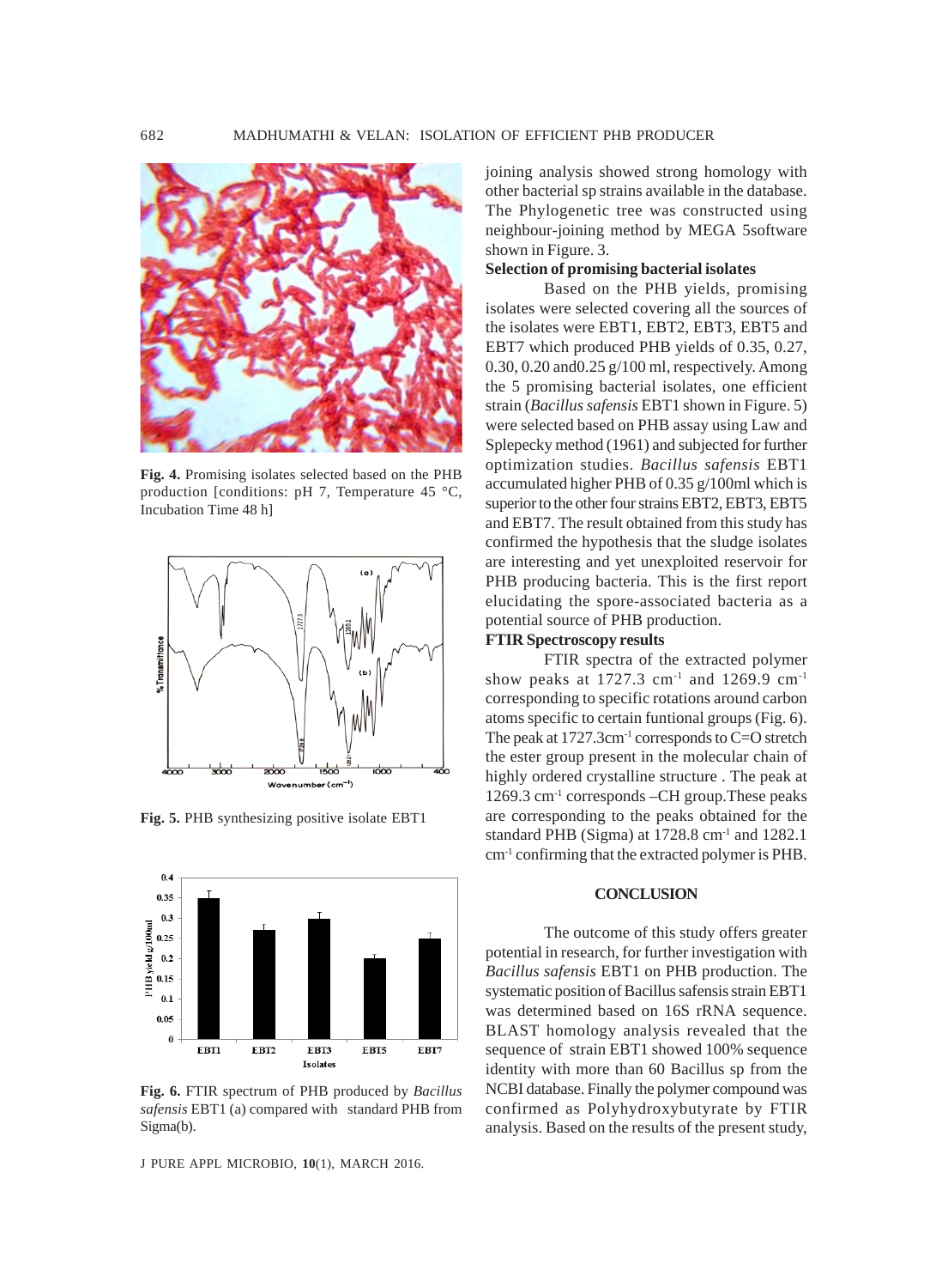Fig. 4. Promising isolates selected based on the PHB production [conditions: pH 7, Temperature 45 °C, Incubation Time 48 h]

Fig. 5. PHB synthesizing positive isolate EBT1

Fig. 6. FTIR spectrum of PHB produced by *Bacillus safensis* EBT1 (a) compared with standard PHB from Sigma(b).

joining analysis showed strong homology with other bacterial sp strains available in the database. The Phylogenetic tree was constructed using neighbour-joining method by MEGA 5software shown in Figure. 3.

**Selection of promising bacterial isolates**

Based on the PHB yields, promising isolates were selected covering all the sources of the isolates were EBT1, EBT2, EBT3, EBT5 and EBT7 which produced PHB yields of 0.35, 0.27, 0.30, 0.20 and0.25 g/100 ml, respectively. Among the 5 promising bacterial isolates, one efficient strain (*Bacillus safensis* EBT1 shown in Figure. 5) were selected based on PHB assay using Law and Splepecky method (1961) and subjected for further optimization studies. *Bacillus safensis* EBT1 accumulated higher PHB of 0.35 g/100ml which is superior to the other four strains EBT2, EBT3, EBT5 and EBT7. The result obtained from this study has confirmed the hypothesis that the sludge isolates are interesting and yet unexploited reservoir for PHB producing bacteria. This is the first report elucidating the spore-associated bacteria as a potential source of PHB production.

**FTIR Spectroscopy results**

FTIR spectra of the extracted polymer show peaks at 1727.3 $cm^{-1}$ and 1269.9 $cm^{-1}$ corresponding to specific rotations around carbon atoms specific to certain funtional groups (Fig. 6). The peak at 1727.3$cm^{-1}$ corresponds to C=O stretch the ester group present in the molecular chain of highly ordered crystalline structure . The peak at 1269.3 $cm^{-1}$ corresponds –CH group.These peaks are corresponding to the peaks obtained for the standard PHB (Sigma) at 1728.8 $cm^{-1}$ and 1282.1 $cm^{-1}$ confirming that the extracted polymer is PHB.

## CONCLUSION

The outcome of this study offers greater potential in research, for further investigation with *Bacillus safensis* EBT1 on PHB production. The systematic position of Bacillus safensis strain EBT1 was determined based on 16S rRNA sequence. BLAST homology analysis revealed that the sequence of strain EBT1 showed 100% sequence identity with more than 60 Bacillus sp from the NCBI database. Finally the polymer compound was confirmed as Polyhydroxybutyrate by FTIR analysis. Based on the results of the present study,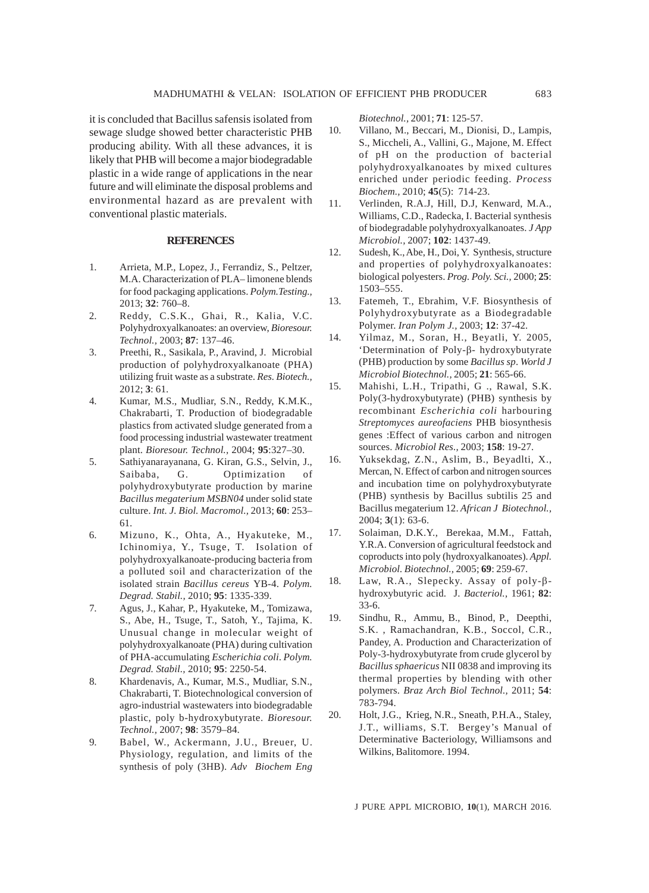it is concluded that Bacillus safensis isolated from sewage sludge showed better characteristic PHB producing ability. With all these advances, it is likely that PHB will become a major biodegradable plastic in a wide range of applications in the near future and will eliminate the disposal problems and environmental hazard as are prevalent with conventional plastic materials.

## REFERENCES

1. Arrieta, M.P., Lopez, J., Ferrandiz, S., Peltzer, M.A. Characterization of PLA– limonene blends for food packaging applications. *Polym.Testing.,* 2013; **32**: 760–8.
2. Reddy, C.S.K., Ghai, R., Kalia, V.C. Polyhydroxyalkanoates: an overview, *Bioresour. Technol.,* 2003; **87**: 137–46.
3. Preethi, R., Sasikala, P., Aravind, J. Microbial production of polyhydroxyalkanoate (PHA) utilizing fruit waste as a substrate. *Res. Biotech.,* 2012; **3**: 61.
4. Kumar, M.S., Mudliar, S.N., Reddy, K.M.K., Chakrabarti, T. Production of biodegradable plastics from activated sludge generated from a food processing industrial wastewater treatment plant. *Bioresour. Technol.,* 2004; **95**:327–30.
5. Sathiyanarayanana, G. Kiran, G.S., Selvin, J., Saibaba, G. Optimization of polyhydroxybutyrate production by marine *Bacillus megaterium MSBN04* under solid state culture. *Int. J. Biol. Macromol.,* 2013; **60**: 253–61.
6. Mizuno, K., Ohta, A., Hyakuteke, M., Ichinomiya, Y., Tsuge, T. Isolation of polyhydroxyalkanoate-producing bacteria from a polluted soil and characterization of the isolated strain *Bacillus cereus* YB-4. *Polym. Degrad. Stabil.,* 2010; **95**: 1335-339.
7. Agus, J., Kahar, P., Hyakuteke, M., Tomizawa, S., Abe, H., Tsuge, T., Satoh, Y., Tajima, K. Unusual change in molecular weight of polyhydroxyalkanoate (PHA) during cultivation of PHA-accumulating *Escherichia coli*. *Polym. Degrad. Stabil.,* 2010; **95**: 2250-54.
8. Khardenavis, A., Kumar, M.S., Mudliar, S.N., Chakrabarti, T. Biotechnological conversion of agro-industrial wastewaters into biodegradable plastic, poly b-hydroxybutyrate. *Bioresour. Technol.,* 2007; **98**: 3579–84.
9. Babel, W., Ackermann, J.U., Breuer, U. Physiology, regulation, and limits of the synthesis of poly (3HB). *Adv Biochem Eng Biotechnol.,* 2001; **71**: 125-57.
10. Villano, M., Beccari, M., Dionisi, D., Lampis, S., Miccheli, A., Vallini, G., Majone, M. Effect of pH on the production of bacterial polyhydroxyalkanoates by mixed cultures enriched under periodic feeding. *Process Biochem.,* 2010; **45**(5): 714-23.
11. Verlinden, R.A.J, Hill, D.J, Kenward, M.A., Williams, C.D., Radecka, I. Bacterial synthesis of biodegradable polyhydroxyalkanoates. *J App Microbiol.,* 2007; **102**: 1437-49.
12. Sudesh, K., Abe, H., Doi, Y. Synthesis, structure and properties of polyhydroxyalkanoates: biological polyesters. *Prog. Poly. Sci.,* 2000; **25**: 1503–555.
13. Fatemeh, T., Ebrahim, V.F. Biosynthesis of Polyhydroxybutyrate as a Biodegradable Polymer. *Iran Polym J.,* 2003; **12**: 37-42.
14. Yilmaz, M., Soran, H., Beyatli, Y. 2005, 'Determination of Poly-β- hydroxybutyrate (PHB) production by some *Bacillus sp*. *World J Microbiol Biotechnol.,* 2005; **21**: 565-66.
15. Mahishi, L.H., Tripathi, G ., Rawal, S.K. Poly(3-hydroxybutyrate) (PHB) synthesis by recombinant *Escherichia coli* harbouring *Streptomyces aureofaciens* PHB biosynthesis genes :Effect of various carbon and nitrogen sources. *Microbiol Res.,* 2003; **158**: 19-27.
16. Yuksekdag, Z.N., Aslim, B., Beyadlti, X., Mercan, N. Effect of carbon and nitrogen sources and incubation time on polyhydroxybutyrate (PHB) synthesis by Bacillus subtilis 25 and Bacillus megaterium 12. *African J Biotechnol.,* 2004; **3**(1): 63-6.
17. Solaiman, D.K.Y., Berekaa, M.M., Fattah, Y.R.A. Conversion of agricultural feedstock and coproducts into poly (hydroxyalkanoates). *Appl. Microbiol. Biotechnol.,* 2005; **69**: 259-67.
18. Law, R.A., Slepecky. Assay of poly-β-hydroxybutyric acid. J. *Bacteriol.,* 1961; **82**: 33-6.
19. Sindhu, R., Ammu, B., Binod, P., Deepthi, S.K. , Ramachandran, K.B., Soccol, C.R., Pandey, A. Production and Characterization of Poly-3-hydroxybutyrate from crude glycerol by *Bacillus sphaericus* NII 0838 and improving its thermal properties by blending with other polymers. *Braz Arch Biol Technol.,* 2011; **54**: 783-794.
20. Holt, J.G., Krieg, N.R., Sneath, P.H.A., Staley, J.T., williams, S.T. Bergey's Manual of Determinative Bacteriology, Williamsons and Wilkins, Balitomore. 1994.